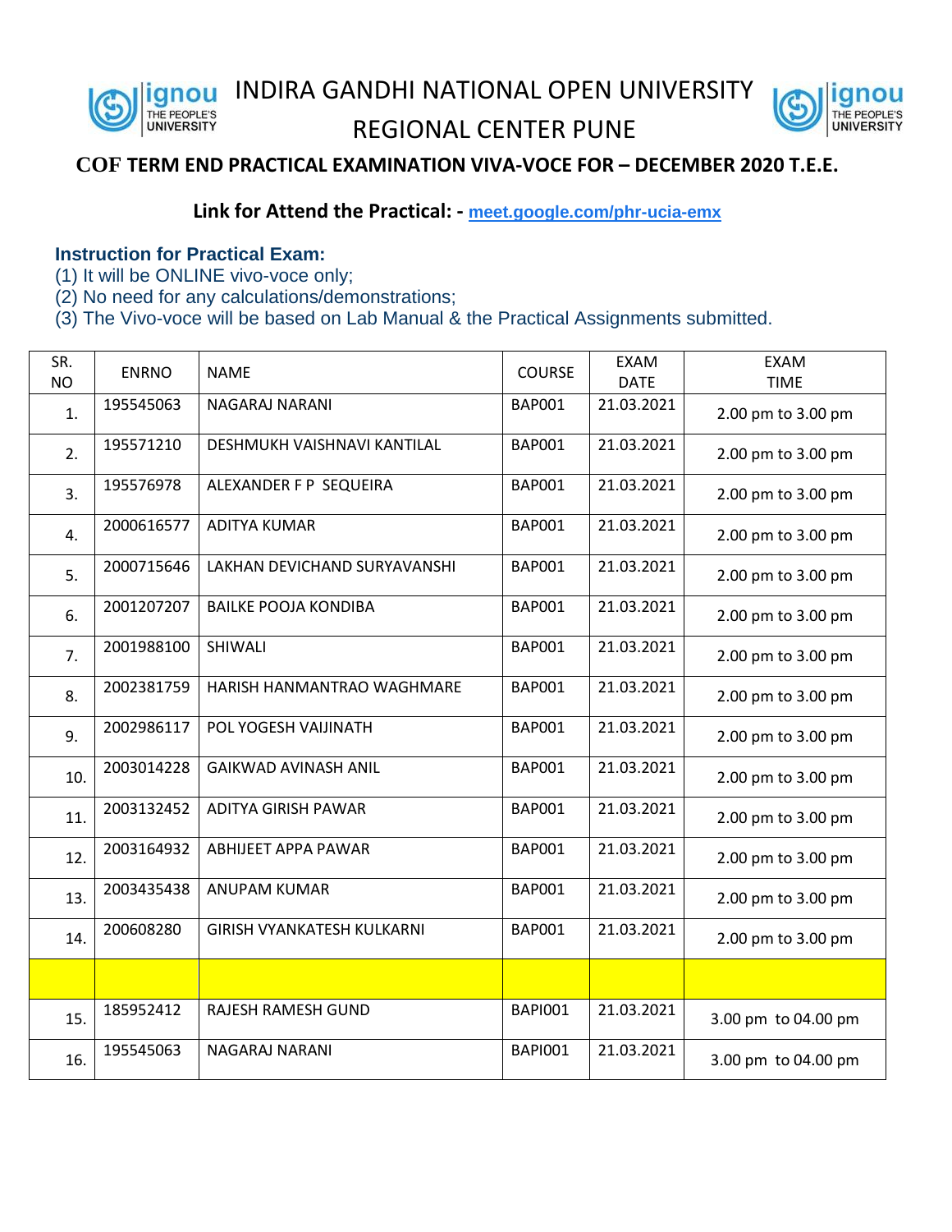# INDIRA GANDHI NATIONAL OPEN UNIVERSITY

## REGIONAL CENTER PUNE

### COF TERM END PRACTICAL EXAMINATION VIVA-VOCE FOR – DECEMBER 2020 T.E.E.

**Link for Attend the Practical: -** meet.google.com/phr-ucia-emx

**Instruction for Practical Exam:**

(1) It will be ONLINE vivo-voce only;
(2) No need for any calculations/demonstrations;
(3) The Vivo-voce will be based on Lab Manual & the Practical Assignments submitted.

| SR. NO | ENRNO | NAME | COURSE | EXAM DATE | EXAM TIME |
|---|---|---|---|---|---|
| 1. | 195545063 | NAGARAJ NARANI | BAP001 | 21.03.2021 | 2.00 pm to 3.00 pm |
| 2. | 195571210 | DESHMUKH VAISHNAVI KANTILAL | BAP001 | 21.03.2021 | 2.00 pm to 3.00 pm |
| 3. | 195576978 | ALEXANDER F P SEQUEIRA | BAP001 | 21.03.2021 | 2.00 pm to 3.00 pm |
| 4. | 2000616577 | ADITYA KUMAR | BAP001 | 21.03.2021 | 2.00 pm to 3.00 pm |
| 5. | 2000715646 | LAKHAN DEVICHAND SURYAVANSHI | BAP001 | 21.03.2021 | 2.00 pm to 3.00 pm |
| 6. | 2001207207 | BAILKE POOJA KONDIBA | BAP001 | 21.03.2021 | 2.00 pm to 3.00 pm |
| 7. | 2001988100 | SHIWALI | BAP001 | 21.03.2021 | 2.00 pm to 3.00 pm |
| 8. | 2002381759 | HARISH HANMANTRAO WAGHMARE | BAP001 | 21.03.2021 | 2.00 pm to 3.00 pm |
| 9. | 2002986117 | POL YOGESH VAIJINATH | BAP001 | 21.03.2021 | 2.00 pm to 3.00 pm |
| 10. | 2003014228 | GAIKWAD AVINASH ANIL | BAP001 | 21.03.2021 | 2.00 pm to 3.00 pm |
| 11. | 2003132452 | ADITYA GIRISH PAWAR | BAP001 | 21.03.2021 | 2.00 pm to 3.00 pm |
| 12. | 2003164932 | ABHIJEET APPA PAWAR | BAP001 | 21.03.2021 | 2.00 pm to 3.00 pm |
| 13. | 2003435438 | ANUPAM KUMAR | BAP001 | 21.03.2021 | 2.00 pm to 3.00 pm |
| 14. | 200608280 | GIRISH VYANKATESH KULKARNI | BAP001 | 21.03.2021 | 2.00 pm to 3.00 pm |
| | | | | | |
| 15. | 185952412 | RAJESH RAMESH GUND | BAPI001 | 21.03.2021 | 3.00 pm to 04.00 pm |
| 16. | 195545063 | NAGARAJ NARANI | BAPI001 | 21.03.2021 | 3.00 pm to 04.00 pm |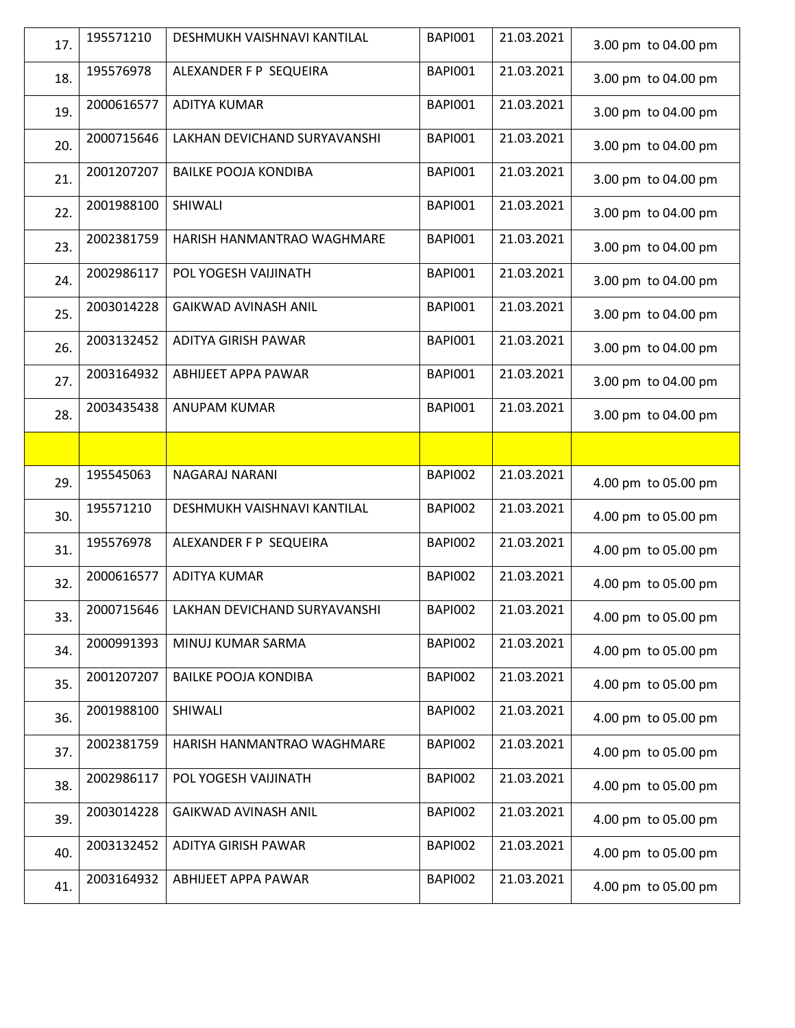| | | | | | |
|---|---|---|---|---|---|
| 17. | 195571210 | DESHMUKH VAISHNAVI KANTILAL | BAPI001 | 21.03.2021 | 3.00 pm to 04.00 pm |
| 18. | 195576978 | ALEXANDER F P SEQUEIRA | BAPI001 | 21.03.2021 | 3.00 pm to 04.00 pm |
| 19. | 2000616577 | ADITYA KUMAR | BAPI001 | 21.03.2021 | 3.00 pm to 04.00 pm |
| 20. | 2000715646 | LAKHAN DEVICHAND SURYAVANSHI | BAPI001 | 21.03.2021 | 3.00 pm to 04.00 pm |
| 21. | 2001207207 | BAILKE POOJA KONDIBA | BAPI001 | 21.03.2021 | 3.00 pm to 04.00 pm |
| 22. | 2001988100 | SHIWALI | BAPI001 | 21.03.2021 | 3.00 pm to 04.00 pm |
| 23. | 2002381759 | HARISH HANMANTRAO WAGHMARE | BAPI001 | 21.03.2021 | 3.00 pm to 04.00 pm |
| 24. | 2002986117 | POL YOGESH VAIJINATH | BAPI001 | 21.03.2021 | 3.00 pm to 04.00 pm |
| 25. | 2003014228 | GAIKWAD AVINASH ANIL | BAPI001 | 21.03.2021 | 3.00 pm to 04.00 pm |
| 26. | 2003132452 | ADITYA GIRISH PAWAR | BAPI001 | 21.03.2021 | 3.00 pm to 04.00 pm |
| 27. | 2003164932 | ABHIJEET APPA PAWAR | BAPI001 | 21.03.2021 | 3.00 pm to 04.00 pm |
| 28. | 2003435438 | ANUPAM KUMAR | BAPI001 | 21.03.2021 | 3.00 pm to 04.00 pm |
| | | | | | |
| 29. | 195545063 | NAGARAJ NARANI | BAPI002 | 21.03.2021 | 4.00 pm to 05.00 pm |
| 30. | 195571210 | DESHMUKH VAISHNAVI KANTILAL | BAPI002 | 21.03.2021 | 4.00 pm to 05.00 pm |
| 31. | 195576978 | ALEXANDER F P SEQUEIRA | BAPI002 | 21.03.2021 | 4.00 pm to 05.00 pm |
| 32. | 2000616577 | ADITYA KUMAR | BAPI002 | 21.03.2021 | 4.00 pm to 05.00 pm |
| 33. | 2000715646 | LAKHAN DEVICHAND SURYAVANSHI | BAPI002 | 21.03.2021 | 4.00 pm to 05.00 pm |
| 34. | 2000991393 | MINUJ KUMAR SARMA | BAPI002 | 21.03.2021 | 4.00 pm to 05.00 pm |
| 35. | 2001207207 | BAILKE POOJA KONDIBA | BAPI002 | 21.03.2021 | 4.00 pm to 05.00 pm |
| 36. | 2001988100 | SHIWALI | BAPI002 | 21.03.2021 | 4.00 pm to 05.00 pm |
| 37. | 2002381759 | HARISH HANMANTRAO WAGHMARE | BAPI002 | 21.03.2021 | 4.00 pm to 05.00 pm |
| 38. | 2002986117 | POL YOGESH VAIJINATH | BAPI002 | 21.03.2021 | 4.00 pm to 05.00 pm |
| 39. | 2003014228 | GAIKWAD AVINASH ANIL | BAPI002 | 21.03.2021 | 4.00 pm to 05.00 pm |
| 40. | 2003132452 | ADITYA GIRISH PAWAR | BAPI002 | 21.03.2021 | 4.00 pm to 05.00 pm |
| 41. | 2003164932 | ABHIJEET APPA PAWAR | BAPI002 | 21.03.2021 | 4.00 pm to 05.00 pm |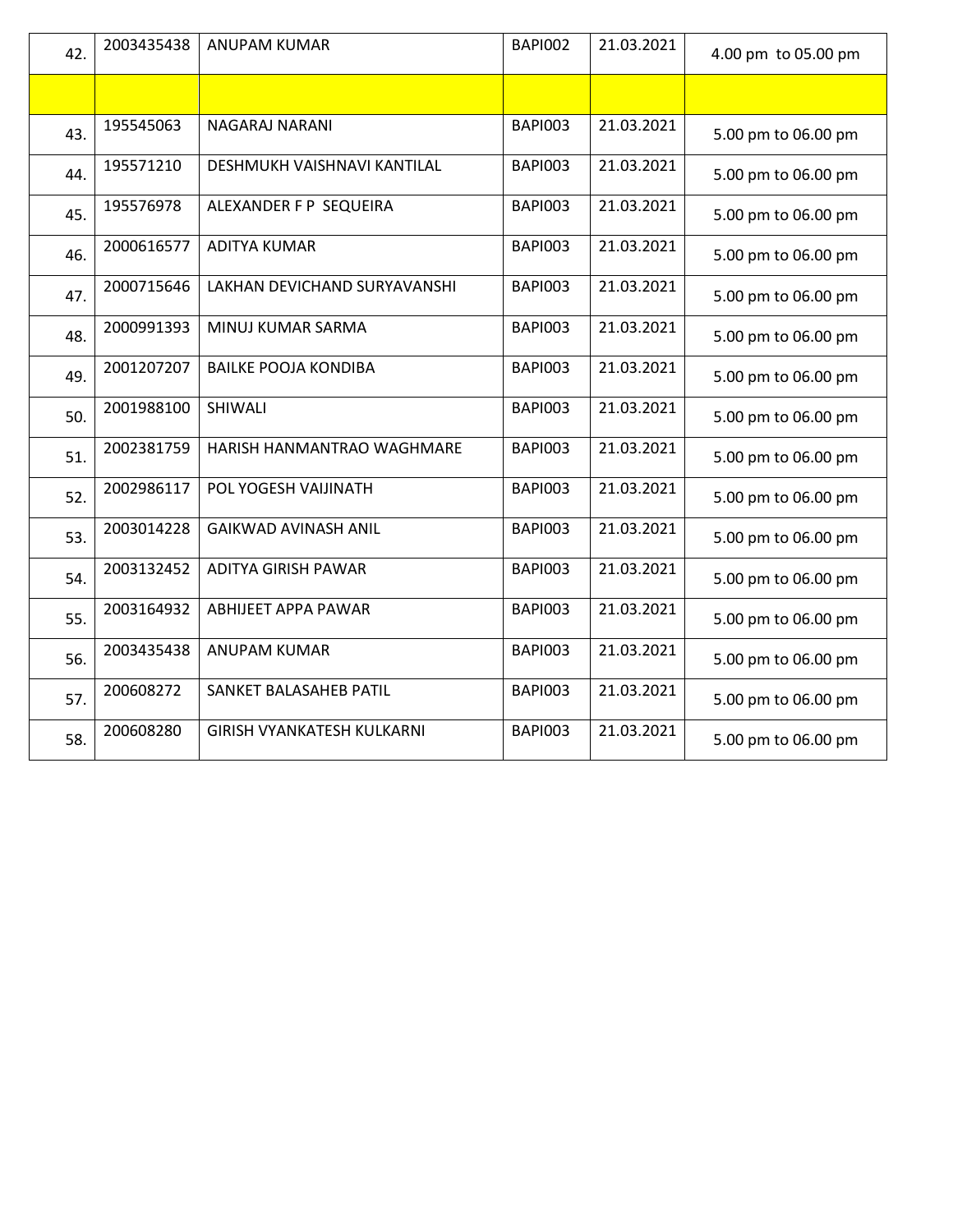| | | | | | |
|---|---|---|---|---|---|
| 42. | 2003435438 | ANUPAM KUMAR | BAPI002 | 21.03.2021 | 4.00 pm to 05.00 pm |
| | | | | | |
| 43. | 195545063 | NAGARAJ NARANI | BAPI003 | 21.03.2021 | 5.00 pm to 06.00 pm |
| 44. | 195571210 | DESHMUKH VAISHNAVI KANTILAL | BAPI003 | 21.03.2021 | 5.00 pm to 06.00 pm |
| 45. | 195576978 | ALEXANDER F P SEQUEIRA | BAPI003 | 21.03.2021 | 5.00 pm to 06.00 pm |
| 46. | 2000616577 | ADITYA KUMAR | BAPI003 | 21.03.2021 | 5.00 pm to 06.00 pm |
| 47. | 2000715646 | LAKHAN DEVICHAND SURYAVANSHI | BAPI003 | 21.03.2021 | 5.00 pm to 06.00 pm |
| 48. | 2000991393 | MINUJ KUMAR SARMA | BAPI003 | 21.03.2021 | 5.00 pm to 06.00 pm |
| 49. | 2001207207 | BAILKE POOJA KONDIBA | BAPI003 | 21.03.2021 | 5.00 pm to 06.00 pm |
| 50. | 2001988100 | SHIWALI | BAPI003 | 21.03.2021 | 5.00 pm to 06.00 pm |
| 51. | 2002381759 | HARISH HANMANTRAO WAGHMARE | BAPI003 | 21.03.2021 | 5.00 pm to 06.00 pm |
| 52. | 2002986117 | POL YOGESH VAIJINATH | BAPI003 | 21.03.2021 | 5.00 pm to 06.00 pm |
| 53. | 2003014228 | GAIKWAD AVINASH ANIL | BAPI003 | 21.03.2021 | 5.00 pm to 06.00 pm |
| 54. | 2003132452 | ADITYA GIRISH PAWAR | BAPI003 | 21.03.2021 | 5.00 pm to 06.00 pm |
| 55. | 2003164932 | ABHIJEET APPA PAWAR | BAPI003 | 21.03.2021 | 5.00 pm to 06.00 pm |
| 56. | 2003435438 | ANUPAM KUMAR | BAPI003 | 21.03.2021 | 5.00 pm to 06.00 pm |
| 57. | 200608272 | SANKET BALASAHEB PATIL | BAPI003 | 21.03.2021 | 5.00 pm to 06.00 pm |
| 58. | 200608280 | GIRISH VYANKATESH KULKARNI | BAPI003 | 21.03.2021 | 5.00 pm to 06.00 pm |